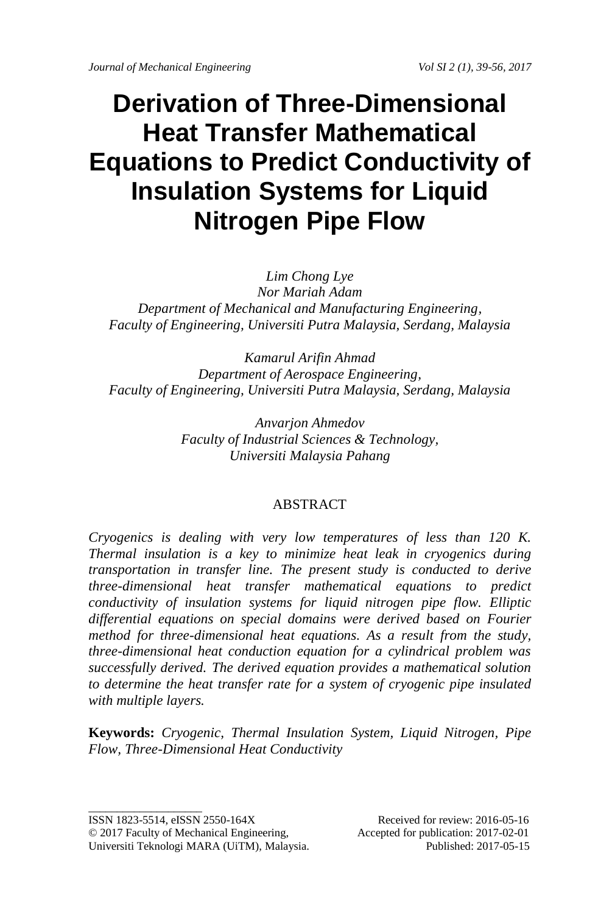# Derivation of Three-Dimensional Heat Transfer Mathematical Equations to Predict Conductivity of Insulation Systems for Liquid Nitrogen Pipe Flow

*Lim Chong Lye*  
*Nor Mariah Adam*  
*Department of Mechanical and Manufacturing Engineering,*  
*Faculty of Engineering, Universiti Putra Malaysia, Serdang, Malaysia*

*Kamarul Arifin Ahmad*  
*Department of Aerospace Engineering,*  
*Faculty of Engineering, Universiti Putra Malaysia, Serdang, Malaysia*

*Anvarjon Ahmedov*  
*Faculty of Industrial Sciences & Technology,*  
*Universiti Malaysia Pahang*

## ABSTRACT

*Cryogenics is dealing with very low temperatures of less than 120 K. Thermal insulation is a key to minimize heat leak in cryogenics during transportation in transfer line. The present study is conducted to derive three-dimensional heat transfer mathematical equations to predict conductivity of insulation systems for liquid nitrogen pipe flow. Elliptic differential equations on special domains were derived based on Fourier method for three-dimensional heat equations. As a result from the study, three-dimensional heat conduction equation for a cylindrical problem was successfully derived. The derived equation provides a mathematical solution to determine the heat transfer rate for a system of cryogenic pipe insulated with multiple layers.*

**Keywords:** *Cryogenic, Thermal Insulation System, Liquid Nitrogen, Pipe Flow, Three-Dimensional Heat Conductivity*

---

ISSN 1823-5514, eISSN 2550-164X  
© 2017 Faculty of Mechanical Engineering,  
Universiti Teknologi MARA (UiTM), Malaysia.

Received for review: 2016-05-16  
Accepted for publication: 2017-02-01  
Published: 2017-05-15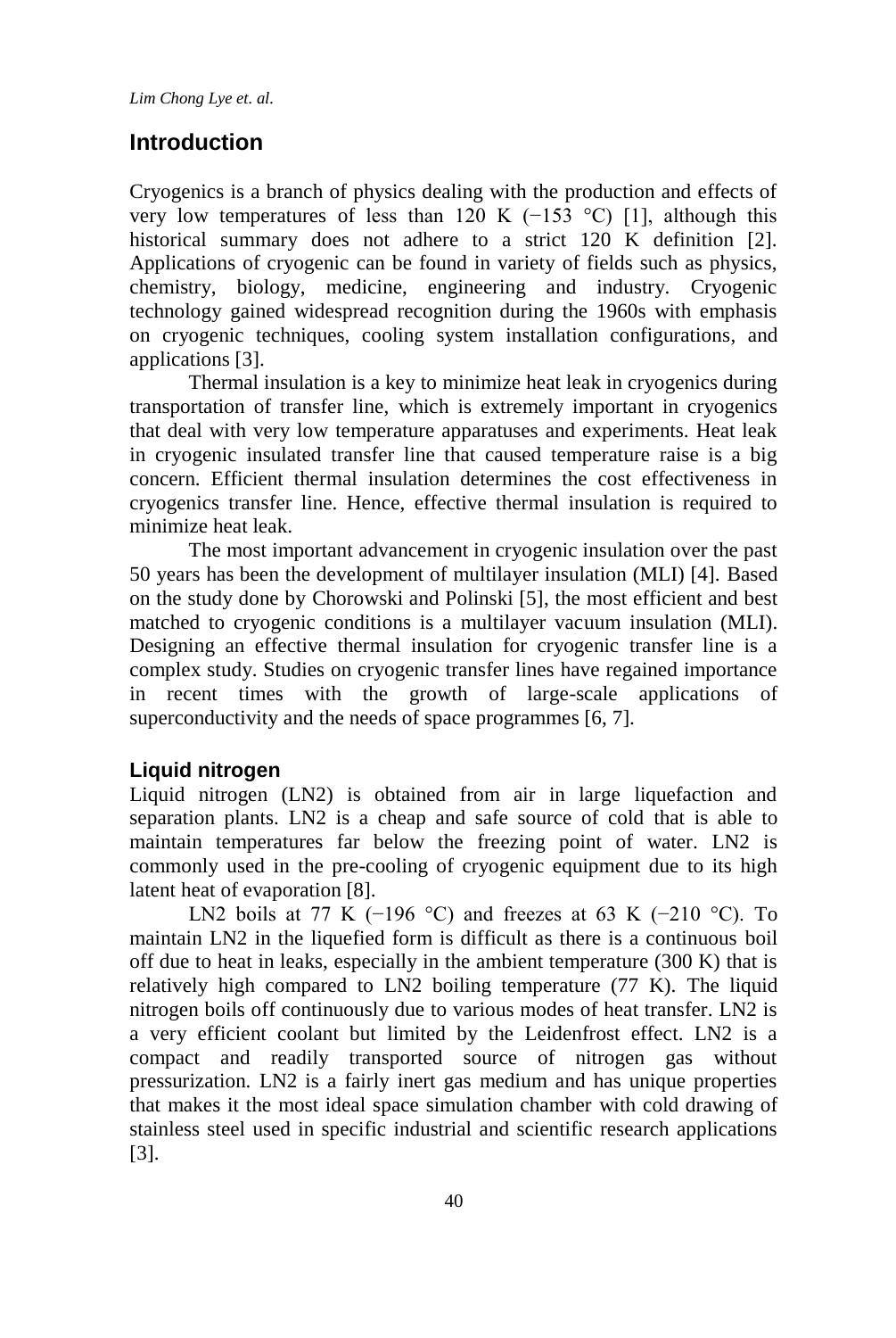## Introduction

Cryogenics is a branch of physics dealing with the production and effects of very low temperatures of less than 120 K (−153 °C) [1], although this historical summary does not adhere to a strict 120 K definition [2]. Applications of cryogenic can be found in variety of fields such as physics, chemistry, biology, medicine, engineering and industry. Cryogenic technology gained widespread recognition during the 1960s with emphasis on cryogenic techniques, cooling system installation configurations, and applications [3].

Thermal insulation is a key to minimize heat leak in cryogenics during transportation of transfer line, which is extremely important in cryogenics that deal with very low temperature apparatuses and experiments. Heat leak in cryogenic insulated transfer line that caused temperature raise is a big concern. Efficient thermal insulation determines the cost effectiveness in cryogenics transfer line. Hence, effective thermal insulation is required to minimize heat leak.

The most important advancement in cryogenic insulation over the past 50 years has been the development of multilayer insulation (MLI) [4]. Based on the study done by Chorowski and Polinski [5], the most efficient and best matched to cryogenic conditions is a multilayer vacuum insulation (MLI). Designing an effective thermal insulation for cryogenic transfer line is a complex study. Studies on cryogenic transfer lines have regained importance in recent times with the growth of large-scale applications of superconductivity and the needs of space programmes [6, 7].

### Liquid nitrogen

Liquid nitrogen (LN2) is obtained from air in large liquefaction and separation plants. LN2 is a cheap and safe source of cold that is able to maintain temperatures far below the freezing point of water. LN2 is commonly used in the pre-cooling of cryogenic equipment due to its high latent heat of evaporation [8].

LN2 boils at 77 K (−196 °C) and freezes at 63 K (−210 °C). To maintain LN2 in the liquefied form is difficult as there is a continuous boil off due to heat in leaks, especially in the ambient temperature (300 K) that is relatively high compared to LN2 boiling temperature (77 K). The liquid nitrogen boils off continuously due to various modes of heat transfer. LN2 is a very efficient coolant but limited by the Leidenfrost effect. LN2 is a compact and readily transported source of nitrogen gas without pressurization. LN2 is a fairly inert gas medium and has unique properties that makes it the most ideal space simulation chamber with cold drawing of stainless steel used in specific industrial and scientific research applications [3].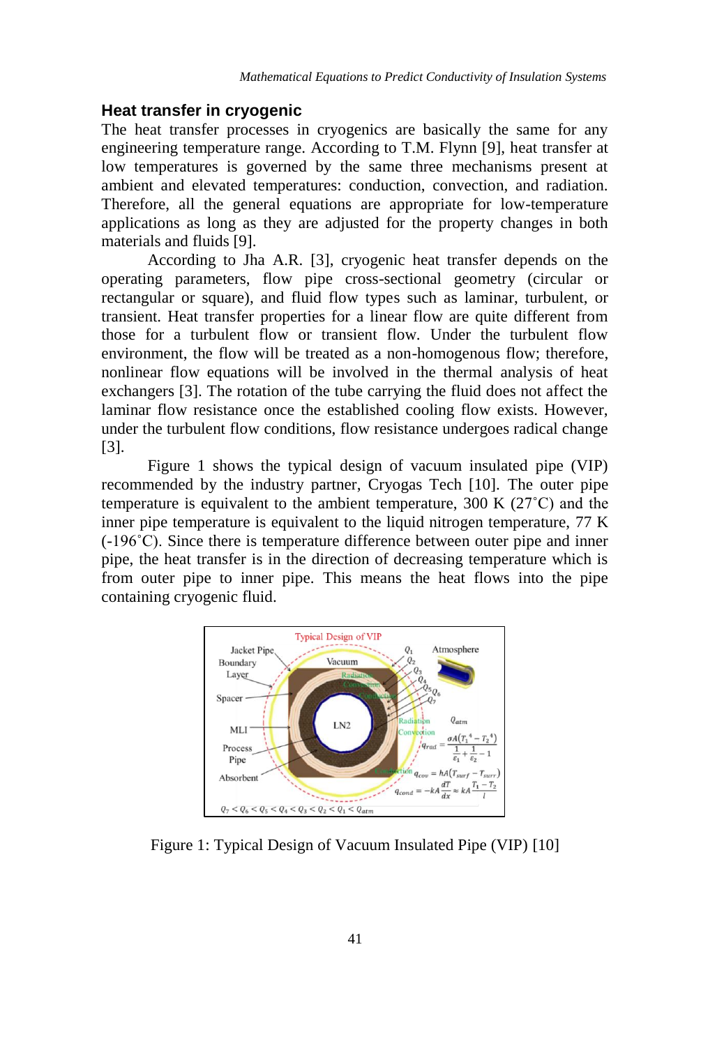## Heat transfer in cryogenic

The heat transfer processes in cryogenics are basically the same for any engineering temperature range. According to T.M. Flynn [9], heat transfer at low temperatures is governed by the same three mechanisms present at ambient and elevated temperatures: conduction, convection, and radiation. Therefore, all the general equations are appropriate for low-temperature applications as long as they are adjusted for the property changes in both materials and fluids [9].

According to Jha A.R. [3], cryogenic heat transfer depends on the operating parameters, flow pipe cross-sectional geometry (circular or rectangular or square), and fluid flow types such as laminar, turbulent, or transient. Heat transfer properties for a linear flow are quite different from those for a turbulent flow or transient flow. Under the turbulent flow environment, the flow will be treated as a non-homogenous flow; therefore, nonlinear flow equations will be involved in the thermal analysis of heat exchangers [3]. The rotation of the tube carrying the fluid does not affect the laminar flow resistance once the established cooling flow exists. However, under the turbulent flow conditions, flow resistance undergoes radical change [3].

Figure 1 shows the typical design of vacuum insulated pipe (VIP) recommended by the industry partner, Cryogas Tech [10]. The outer pipe temperature is equivalent to the ambient temperature, 300 K (27˚C) and the inner pipe temperature is equivalent to the liquid nitrogen temperature, 77 K (-196˚C). Since there is temperature difference between outer pipe and inner pipe, the heat transfer is in the direction of decreasing temperature which is from outer pipe to inner pipe. This means the heat flows into the pipe containing cryogenic fluid.

Figure 1: Typical Design of Vacuum Insulated Pipe (VIP) [10]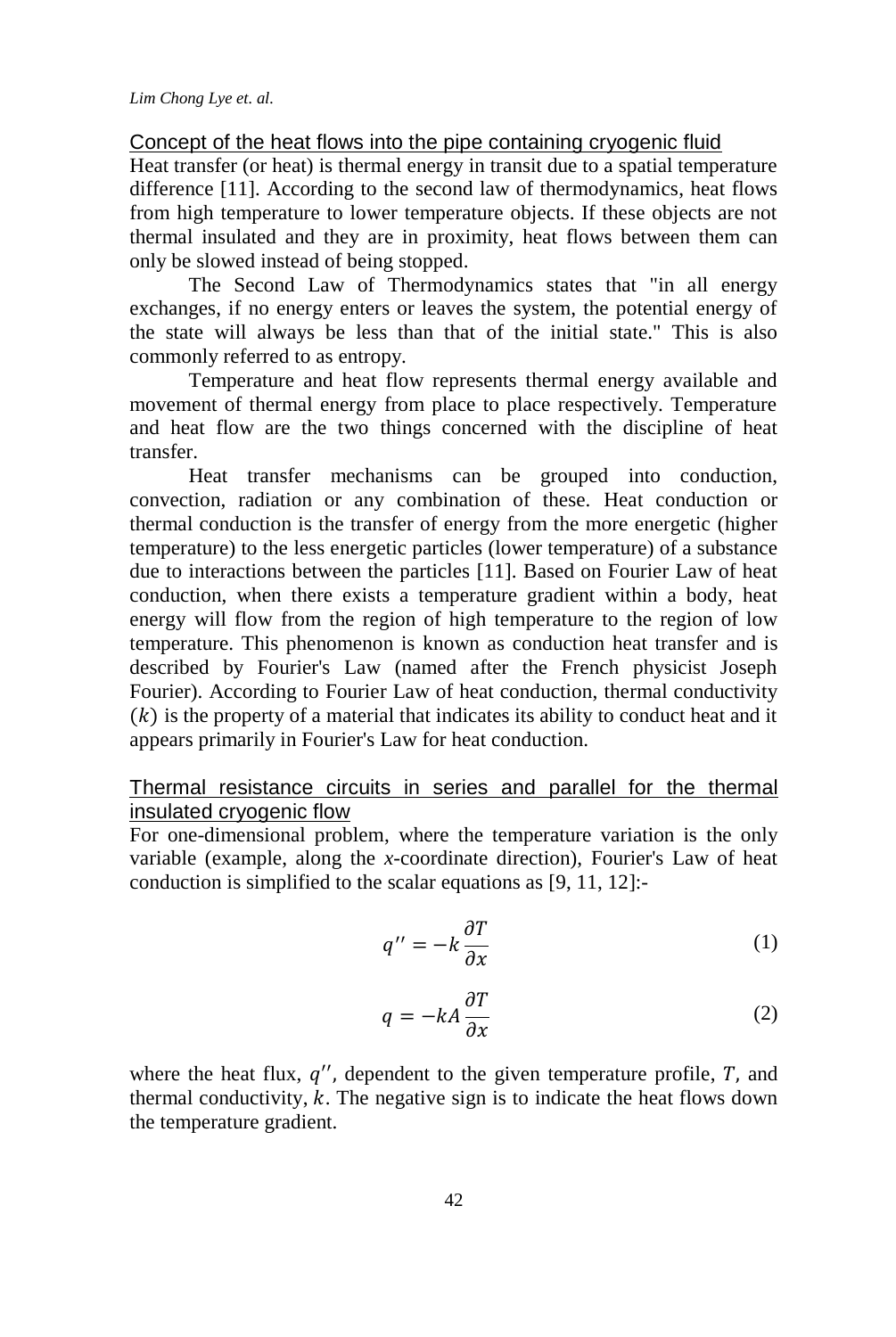### Concept of the heat flows into the pipe containing cryogenic fluid

Heat transfer (or heat) is thermal energy in transit due to a spatial temperature difference [11]. According to the second law of thermodynamics, heat flows from high temperature to lower temperature objects. If these objects are not thermal insulated and they are in proximity, heat flows between them can only be slowed instead of being stopped.

The Second Law of Thermodynamics states that "in all energy exchanges, if no energy enters or leaves the system, the potential energy of the state will always be less than that of the initial state." This is also commonly referred to as entropy.

Temperature and heat flow represents thermal energy available and movement of thermal energy from place to place respectively. Temperature and heat flow are the two things concerned with the discipline of heat transfer.

Heat transfer mechanisms can be grouped into conduction, convection, radiation or any combination of these. Heat conduction or thermal conduction is the transfer of energy from the more energetic (higher temperature) to the less energetic particles (lower temperature) of a substance due to interactions between the particles [11]. Based on Fourier Law of heat conduction, when there exists a temperature gradient within a body, heat energy will flow from the region of high temperature to the region of low temperature. This phenomenon is known as conduction heat transfer and is described by Fourier's Law (named after the French physicist Joseph Fourier). According to Fourier Law of heat conduction, thermal conductivity $(k)$ is the property of a material that indicates its ability to conduct heat and it appears primarily in Fourier's Law for heat conduction.

### Thermal resistance circuits in series and parallel for the thermal insulated cryogenic flow

For one-dimensional problem, where the temperature variation is the only variable (example, along the *x*-coordinate direction), Fourier's Law of heat conduction is simplified to the scalar equations as [9, 11, 12]:-

$$q'' = -k\frac{\partial T}{\partial x} \tag{1}$$

$$q = -kA\frac{\partial T}{\partial x} \tag{2}$$

where the heat flux, $q''$, dependent to the given temperature profile, $T$, and thermal conductivity, $k$. The negative sign is to indicate the heat flows down the temperature gradient.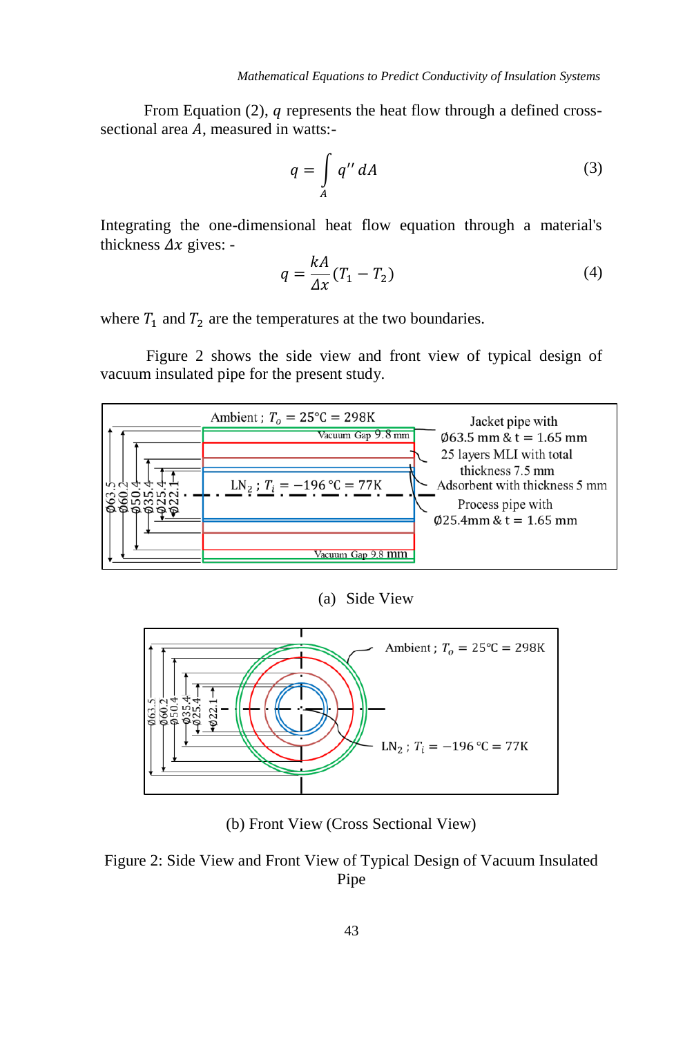From Equation (2), $q$ represents the heat flow through a defined cross-sectional area $A$, measured in watts:-

$$q = \int_A q''\, dA \tag{3}$$

Integrating the one-dimensional heat flow equation through a material's thickness $\Delta x$ gives: -

$$q = \frac{kA}{\Delta x}(T_1 - T_2) \tag{4}$$

where $T_1$ and $T_2$ are the temperatures at the two boundaries.

Figure 2 shows the side view and front view of typical design of vacuum insulated pipe for the present study.

(a) Side View

(b) Front View (Cross Sectional View)

Figure 2: Side View and Front View of Typical Design of Vacuum Insulated Pipe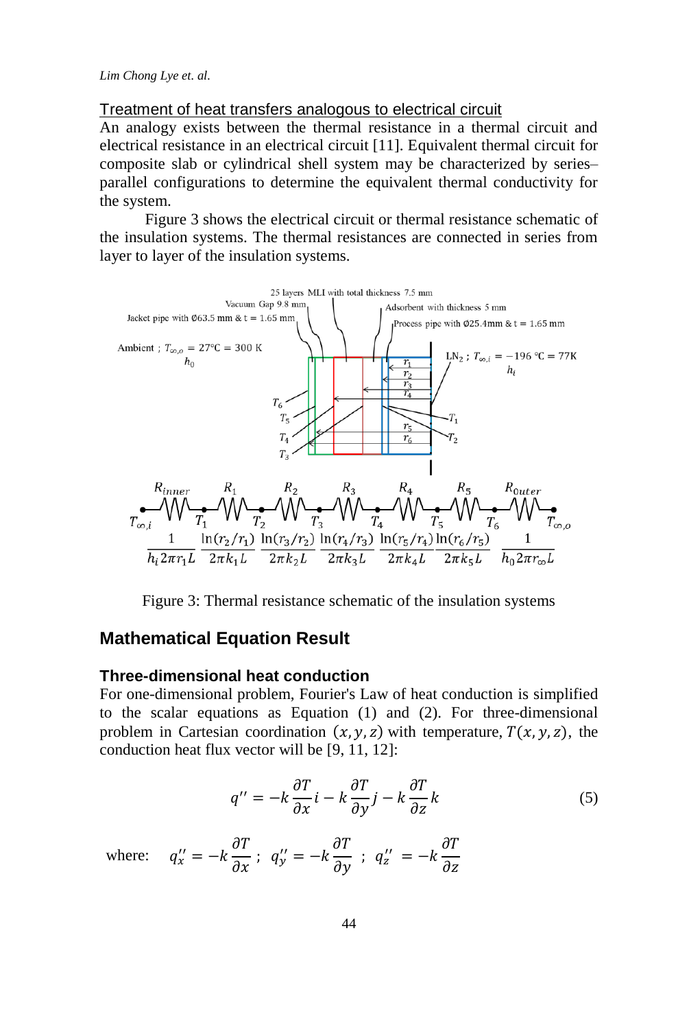<u>Treatment of heat transfers analogous to electrical circuit</u>

An analogy exists between the thermal resistance in a thermal circuit and electrical resistance in an electrical circuit [11]. Equivalent thermal circuit for composite slab or cylindrical shell system may be characterized by series–parallel configurations to determine the equivalent thermal conductivity for the system.

Figure 3 shows the electrical circuit or thermal resistance schematic of the insulation systems. The thermal resistances are connected in series from layer to layer of the insulation systems.

Figure 3: Thermal resistance schematic of the insulation systems

## Mathematical Equation Result

### Three-dimensional heat conduction

For one-dimensional problem, Fourier's Law of heat conduction is simplified to the scalar equations as Equation (1) and (2). For three-dimensional problem in Cartesian coordination $(x, y, z)$ with temperature, $T(x, y, z)$, the conduction heat flux vector will be [9, 11, 12]:

$$q'' = -k\frac{\partial T}{\partial x}i - k\frac{\partial T}{\partial y}j - k\frac{\partial T}{\partial z}k \tag{5}$$

where: $q''_x = -k\frac{\partial T}{\partial x}$ ; $q''_y = -k\frac{\partial T}{\partial y}$ ; $q''_z = -k\frac{\partial T}{\partial z}$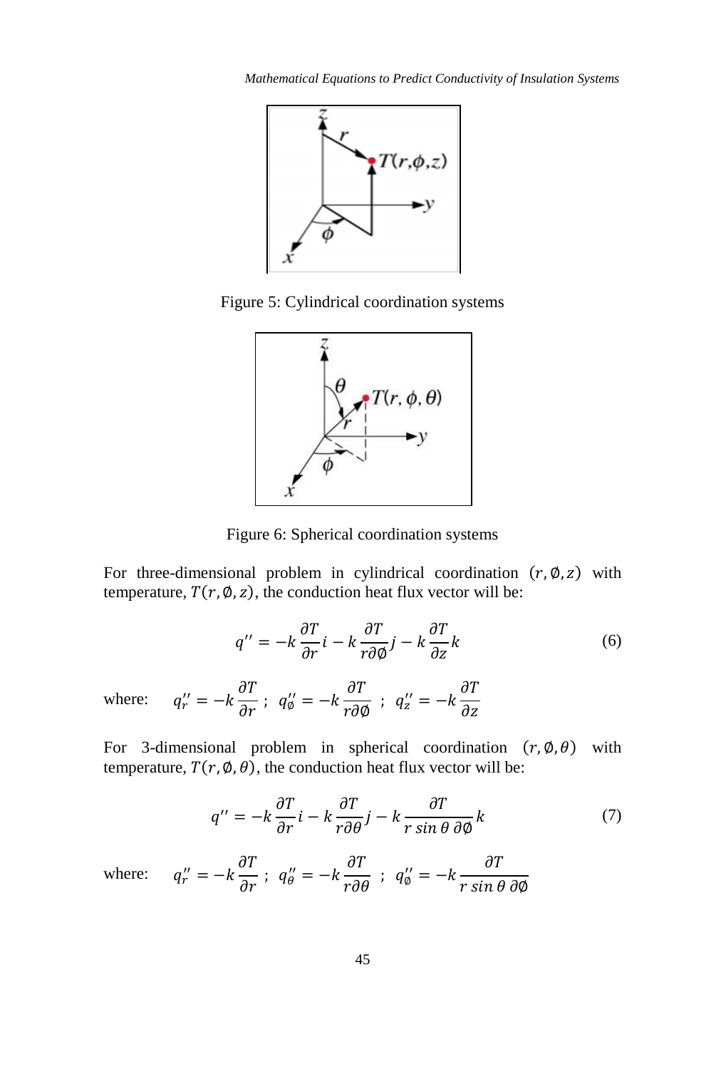Figure 5: Cylindrical coordination systems

Figure 6: Spherical coordination systems

For three-dimensional problem in cylindrical coordination $(r, \emptyset, z)$ with temperature, $T(r, \emptyset, z)$, the conduction heat flux vector will be:

$$q'' = -k\frac{\partial T}{\partial r}i - k\frac{\partial T}{r\partial \emptyset}j - k\frac{\partial T}{\partial z}k \tag{6}$$

where: $q_r'' = -k\frac{\partial T}{\partial r}$ ; $q_\emptyset'' = -k\frac{\partial T}{r\partial \emptyset}$ ; $q_z'' = -k\frac{\partial T}{\partial z}$

For 3-dimensional problem in spherical coordination $(r, \emptyset, \theta)$ with temperature, $T(r, \emptyset, \theta)$, the conduction heat flux vector will be:

$$q'' = -k\frac{\partial T}{\partial r}i - k\frac{\partial T}{r\partial \theta}j - k\frac{\partial T}{r\sin\theta\,\partial \emptyset}k \tag{7}$$

where: $q_r'' = -k\frac{\partial T}{\partial r}$ ; $q_\theta'' = -k\frac{\partial T}{r\partial \theta}$ ; $q_\emptyset'' = -k\frac{\partial T}{r\sin\theta\,\partial \emptyset}$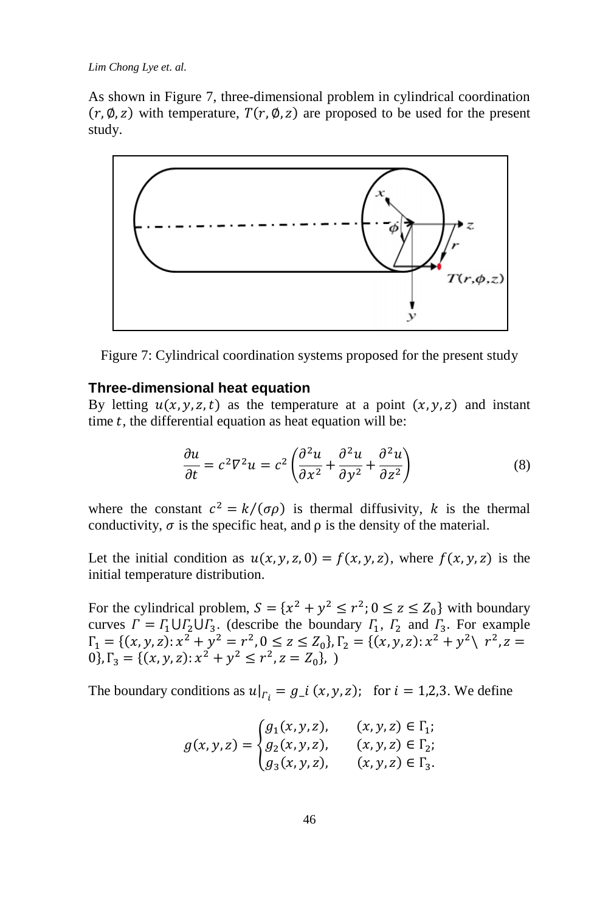As shown in Figure 7, three-dimensional problem in cylindrical coordination $(r, \emptyset, z)$ with temperature, $T(r, \emptyset, z)$ are proposed to be used for the present study.

Figure 7: Cylindrical coordination systems proposed for the present study

### Three-dimensional heat equation

By letting $u(x, y, z, t)$ as the temperature at a point $(x, y, z)$ and instant time $t$, the differential equation as heat equation will be:

$$\frac{\partial u}{\partial t} = c^2 \nabla^2 u = c^2 \left( \frac{\partial^2 u}{\partial x^2} + \frac{\partial^2 u}{\partial y^2} + \frac{\partial^2 u}{\partial z^2} \right) \tag{8}$$

where the constant $c^2 = k/(\sigma\rho)$ is thermal diffusivity, $k$ is the thermal conductivity, $\sigma$ is the specific heat, and ρ is the density of the material.

Let the initial condition as $u(x, y, z, 0) = f(x, y, z)$, where $f(x, y, z)$ is the initial temperature distribution.

For the cylindrical problem, $S = \{x^2 + y^2 \leq r^2; 0 \leq z \leq Z_0\}$ with boundary curves $\Gamma = \Gamma_1 \cup \Gamma_2 \cup \Gamma_3$. (describe the boundary $\Gamma_1$, $\Gamma_2$ and $\Gamma_3$. For example $\Gamma_1 = \{(x, y, z): x^2 + y^2 = r^2, 0 \leq z \leq Z_0\}, \Gamma_2 = \{(x, y, z): x^2 + y^2 \setminus\ r^2, z = 0\}, \Gamma_3 = \{(x, y, z): x^2 + y^2 \leq r^2, z = Z_0\}$, )

The boundary conditions as $u|_{\Gamma_i} = g\_i\,(x, y, z)$; for $i = 1,2,3$. We define

$$g(x, y, z) = \begin{cases} g_1(x, y, z), & (x, y, z) \in \Gamma_1; \\ g_2(x, y, z), & (x, y, z) \in \Gamma_2; \\ g_3(x, y, z), & (x, y, z) \in \Gamma_3. \end{cases}$$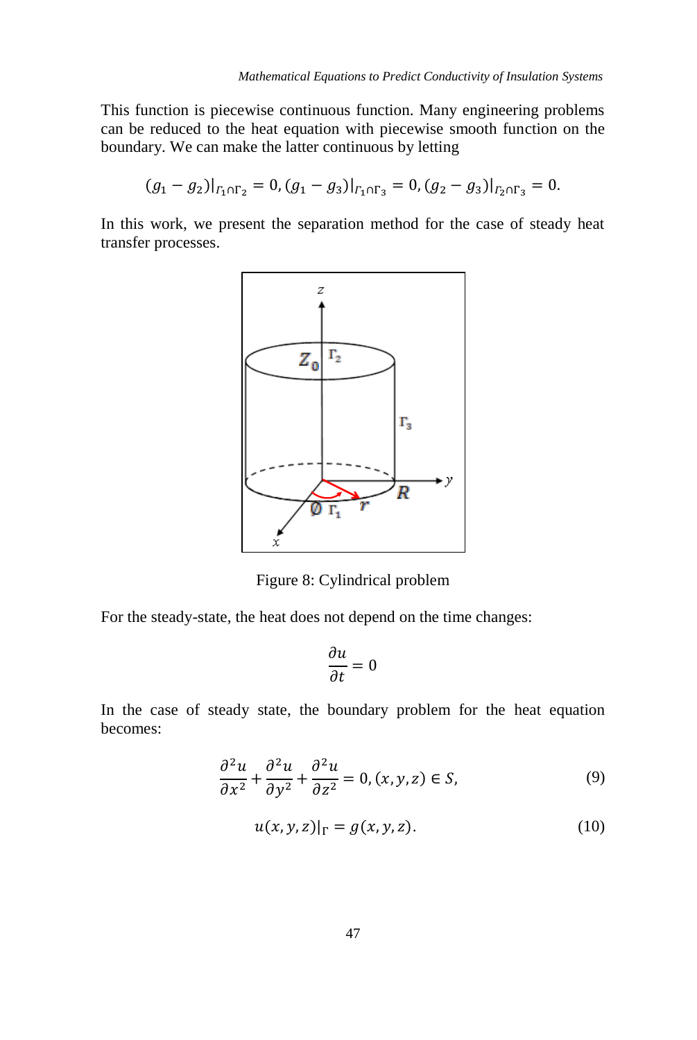This function is piecewise continuous function. Many engineering problems can be reduced to the heat equation with piecewise smooth function on the boundary. We can make the latter continuous by letting

$$(g_1 - g_2)|_{\Gamma_1 \cap \Gamma_2} = 0, (g_1 - g_3)|_{\Gamma_1 \cap \Gamma_3} = 0, (g_2 - g_3)|_{\Gamma_2 \cap \Gamma_3} = 0.$$

In this work, we present the separation method for the case of steady heat transfer processes.

Figure 8: Cylindrical problem

For the steady-state, the heat does not depend on the time changes:

$$\frac{\partial u}{\partial t} = 0$$

In the case of steady state, the boundary problem for the heat equation becomes:

$$\frac{\partial^2 u}{\partial x^2} + \frac{\partial^2 u}{\partial y^2} + \frac{\partial^2 u}{\partial z^2} = 0, (x, y, z) \in S, \tag{9}$$

$$u(x, y, z)|_{\Gamma} = g(x, y, z). \tag{10}$$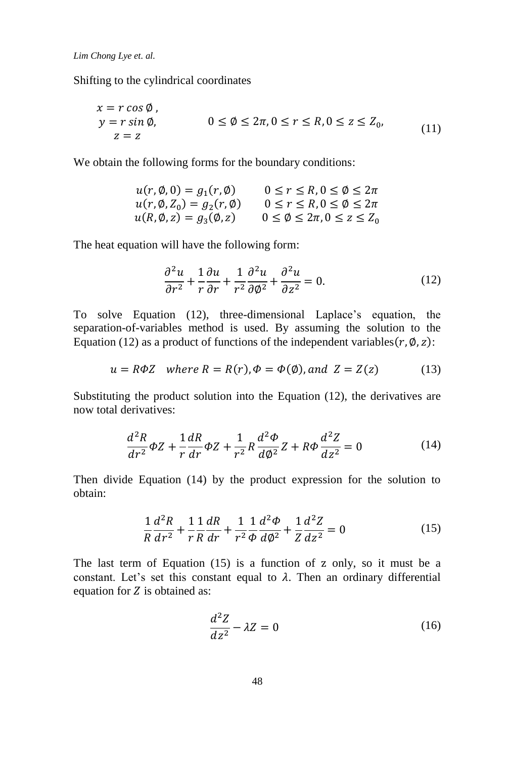Shifting to the cylindrical coordinates

$$
\begin{aligned}
x &= r\cos\emptyset, \\
y &= r\sin\emptyset, \qquad\qquad 0 \le \emptyset \le 2\pi, 0 \le r \le R, 0 \le z \le Z_0, \\
z &= z
\end{aligned}
\tag{11}
$$

We obtain the following forms for the boundary conditions:

$$
\begin{aligned}
u(r,\emptyset,0) &= g_1(r,\emptyset) \qquad 0 \le r \le R, 0 \le \emptyset \le 2\pi \\
u(r,\emptyset,Z_0) &= g_2(r,\emptyset) \qquad 0 \le r \le R, 0 \le \emptyset \le 2\pi \\
u(R,\emptyset,z) &= g_3(\emptyset,z) \qquad 0 \le \emptyset \le 2\pi, 0 \le z \le Z_0
\end{aligned}
$$

The heat equation will have the following form:

$$
\frac{\partial^2 u}{\partial r^2} + \frac{1}{r}\frac{\partial u}{\partial r} + \frac{1}{r^2}\frac{\partial^2 u}{\partial \emptyset^2} + \frac{\partial^2 u}{\partial z^2} = 0. \tag{12}
$$

To solve Equation (12), three-dimensional Laplace's equation, the separation-of-variables method is used. By assuming the solution to the Equation (12) as a product of functions of the independent variables$(r,\emptyset,z)$:

$$
u = R\Phi Z \quad where\ R = R(r), \Phi = \Phi(\emptyset), and\ \ Z = Z(z) \tag{13}
$$

Substituting the product solution into the Equation (12), the derivatives are now total derivatives:

$$
\frac{d^2 R}{dr^2}\Phi Z + \frac{1}{r}\frac{dR}{dr}\Phi Z + \frac{1}{r^2}R\frac{d^2\Phi}{d\emptyset^2}Z + R\Phi\frac{d^2 Z}{dz^2} = 0 \tag{14}
$$

Then divide Equation (14) by the product expression for the solution to obtain:

$$
\frac{1}{R}\frac{d^2 R}{dr^2} + \frac{1}{r}\frac{1}{R}\frac{dR}{dr} + \frac{1}{r^2}\frac{1}{\Phi}\frac{d^2\Phi}{d\emptyset^2} + \frac{1}{Z}\frac{d^2 Z}{dz^2} = 0 \tag{15}
$$

The last term of Equation (15) is a function of z only, so it must be a constant. Let's set this constant equal to $\lambda$. Then an ordinary differential equation for $Z$ is obtained as:

$$
\frac{d^2 Z}{dz^2} - \lambda Z = 0 \tag{16}
$$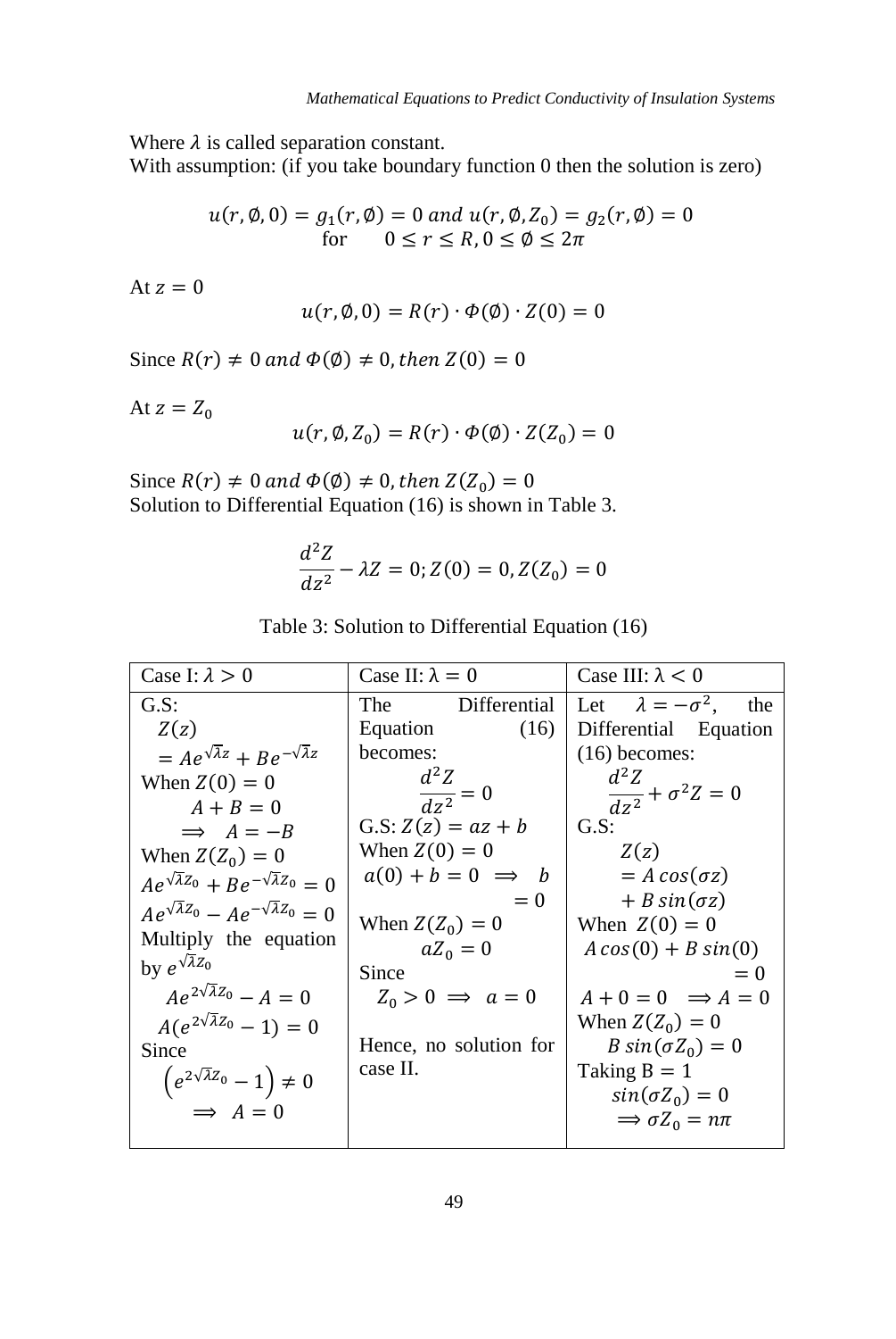Where $\lambda$ is called separation constant.
With assumption: (if you take boundary function 0 then the solution is zero)

$$u(r,\emptyset,0) = g_1(r,\emptyset) = 0 \text{ and } u(r,\emptyset,Z_0) = g_2(r,\emptyset) = 0$$
$$\text{for} \quad 0 \le r \le R, 0 \le \emptyset \le 2\pi$$

At $z = 0$

$$u(r,\emptyset,0) = R(r) \cdot \Phi(\emptyset) \cdot Z(0) = 0$$

Since $R(r) \neq 0$ and $\Phi(\emptyset) \neq 0$, then $Z(0) = 0$

At $z = Z_0$

$$u(r,\emptyset,Z_0) = R(r) \cdot \Phi(\emptyset) \cdot Z(Z_0) = 0$$

Since $R(r) \neq 0$ and $\Phi(\emptyset) \neq 0$, then $Z(Z_0) = 0$
Solution to Differential Equation (16) is shown in Table 3.

$$\frac{d^2Z}{dz^2} - \lambda Z = 0; Z(0) = 0, Z(Z_0) = 0$$

Table 3: Solution to Differential Equation (16)

| Case I: $\lambda > 0$ | Case II: $\lambda = 0$ | Case III: $\lambda < 0$ |
|---|---|---|
| G.S: $Z(z) = Ae^{\sqrt{\lambda}z} + Be^{-\sqrt{\lambda}z}$ <br> When $Z(0) = 0$ <br> $A + B = 0$ <br> $\Longrightarrow A = -B$ <br> When $Z(Z_0) = 0$ <br> $Ae^{\sqrt{\lambda}Z_0} + Be^{-\sqrt{\lambda}Z_0} = 0$ <br> $Ae^{\sqrt{\lambda}Z_0} - Ae^{-\sqrt{\lambda}Z_0} = 0$ <br> Multiply the equation by $e^{\sqrt{\lambda}Z_0}$ <br> $Ae^{2\sqrt{\lambda}Z_0} - A = 0$ <br> $A(e^{2\sqrt{\lambda}Z_0} - 1) = 0$ <br> Since <br> $\left(e^{2\sqrt{\lambda}Z_0} - 1\right) \neq 0$ <br> $\Longrightarrow A = 0$ | The Differential Equation (16) becomes: <br> $\frac{d^2Z}{dz^2} = 0$ <br> G.S: $Z(z) = az + b$ <br> When $Z(0) = 0$ <br> $a(0) + b = 0 \Longrightarrow b = 0$ <br> When $Z(Z_0) = 0$ <br> $aZ_0 = 0$ <br> Since <br> $Z_0 > 0 \Longrightarrow a = 0$ <br><br> Hence, no solution for case II. | Let $\lambda = -\sigma^2$, the Differential Equation (16) becomes: <br> $\frac{d^2Z}{dz^2} + \sigma^2 Z = 0$ <br> G.S: <br> $Z(z) = A\,cos(\sigma z) + B\,sin(\sigma z)$ <br> When $Z(0) = 0$ <br> $A\,cos(0) + B\,sin(0) = 0$ <br> $A + 0 = 0 \Longrightarrow A = 0$ <br> When $Z(Z_0) = 0$ <br> $B\,sin(\sigma Z_0) = 0$ <br> Taking B = 1 <br> $sin(\sigma Z_0) = 0$ <br> $\Longrightarrow \sigma Z_0 = n\pi$ |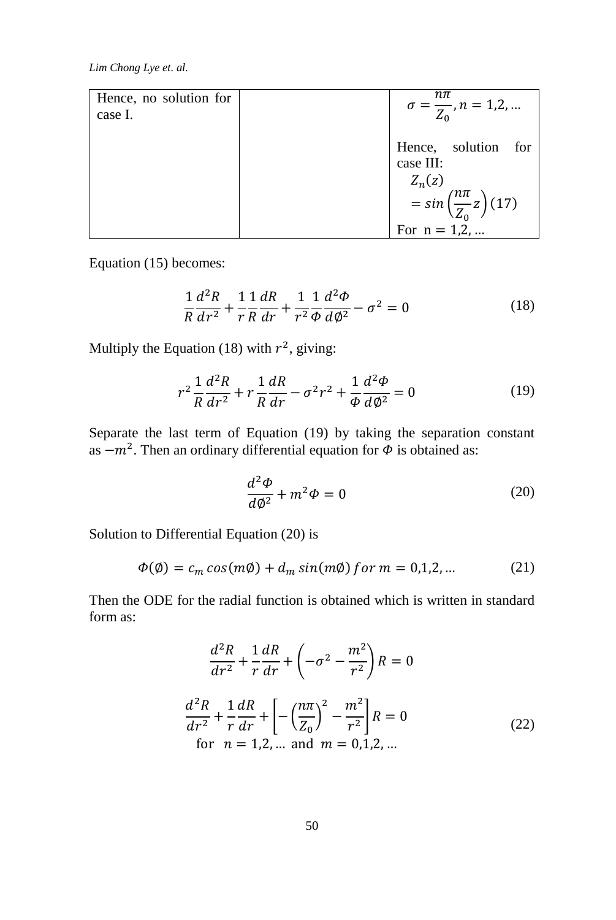| Hence, no solution for case I. | | $\sigma = \frac{n\pi}{Z_0}, n = 1,2,...$<br><br>Hence, solution for case III:<br>$Z_n(z) = sin\left(\frac{n\pi}{Z_0}z\right)$ (17)<br>For n = 1,2, ... |
|---|---|---|

Equation (15) becomes:

$$\frac{1}{R}\frac{d^2R}{dr^2} + \frac{1}{r}\frac{1}{R}\frac{dR}{dr} + \frac{1}{r^2}\frac{1}{\Phi}\frac{d^2\Phi}{d\emptyset^2} - \sigma^2 = 0 \tag{18}$$

Multiply the Equation (18) with $r^2$, giving:

$$r^2\frac{1}{R}\frac{d^2R}{dr^2} + r\frac{1}{R}\frac{dR}{dr} - \sigma^2 r^2 + \frac{1}{\Phi}\frac{d^2\Phi}{d\emptyset^2} = 0 \tag{19}$$

Separate the last term of Equation (19) by taking the separation constant as $-m^2$. Then an ordinary differential equation for $\Phi$ is obtained as:

$$\frac{d^2\Phi}{d\emptyset^2} + m^2\Phi = 0 \tag{20}$$

Solution to Differential Equation (20) is

$$\Phi(\emptyset) = c_m\, cos(m\emptyset) + d_m\, sin(m\emptyset)\, for\ m = 0,1,2,... \tag{21}$$

Then the ODE for the radial function is obtained which is written in standard form as:

$$\frac{d^2R}{dr^2} + \frac{1}{r}\frac{dR}{dr} + \left(-\sigma^2 - \frac{m^2}{r^2}\right)R = 0$$

$$\frac{d^2R}{dr^2} + \frac{1}{r}\frac{dR}{dr} + \left[-\left(\frac{n\pi}{Z_0}\right)^2 - \frac{m^2}{r^2}\right]R = 0 \tag{22}$$

for $n = 1,2,...$ and $m = 0,1,2,...$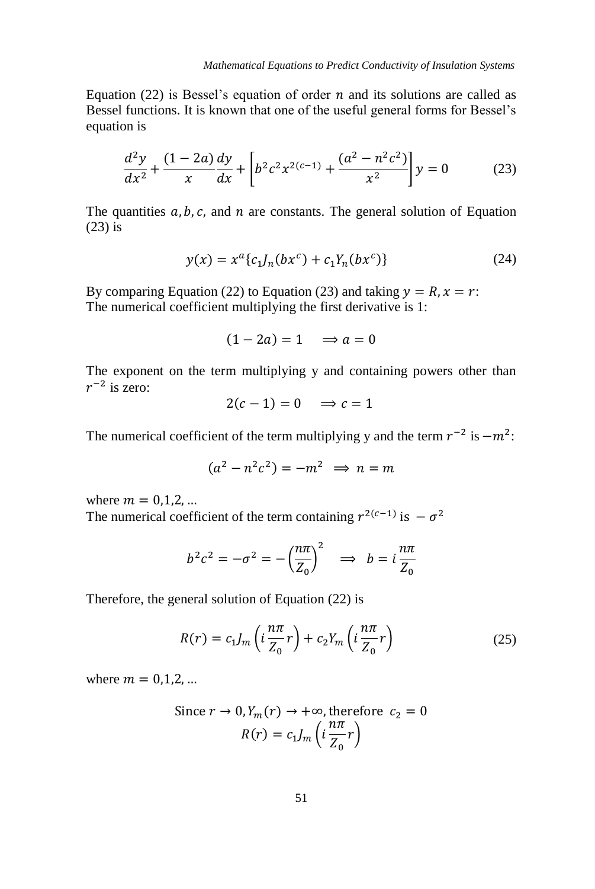Equation (22) is Bessel's equation of order $n$ and its solutions are called as Bessel functions. It is known that one of the useful general forms for Bessel's equation is

$$\frac{d^2y}{dx^2} + \frac{(1-2a)}{x}\frac{dy}{dx} + \left[b^2c^2x^{2(c-1)} + \frac{(a^2 - n^2c^2)}{x^2}\right]y = 0 \tag{23}$$

The quantities $a, b, c,$ and $n$ are constants. The general solution of Equation (23) is

$$y(x) = x^a\{c_1 J_n(bx^c) + c_1 Y_n(bx^c)\} \tag{24}$$

By comparing Equation (22) to Equation (23) and taking $y = R, x = r$:
The numerical coefficient multiplying the first derivative is 1:

$$(1-2a) = 1 \quad \Longrightarrow a = 0$$

The exponent on the term multiplying y and containing powers other than $r^{-2}$ is zero:

$$2(c-1) = 0 \quad \Longrightarrow c = 1$$

The numerical coefficient of the term multiplying y and the term $r^{-2}$ is $-m^2$:

$$(a^2 - n^2c^2) = -m^2 \;\Longrightarrow\; n = m$$

where $m = 0,1,2,...$
The numerical coefficient of the term containing $r^{2(c-1)}$ is $-\sigma^2$

$$b^2c^2 = -\sigma^2 = -\left(\frac{n\pi}{Z_0}\right)^2 \quad \Longrightarrow \; b = i\,\frac{n\pi}{Z_0}$$

Therefore, the general solution of Equation (22) is

$$R(r) = c_1 J_m\left(i\,\frac{n\pi}{Z_0}r\right) + c_2 Y_m\left(i\,\frac{n\pi}{Z_0}r\right) \tag{25}$$

where $m = 0,1,2,...$

$$\text{Since } r \to 0, Y_m(r) \to +\infty, \text{therefore } \; c_2 = 0$$
$$R(r) = c_1 J_m\left(i\,\frac{n\pi}{Z_0}r\right)$$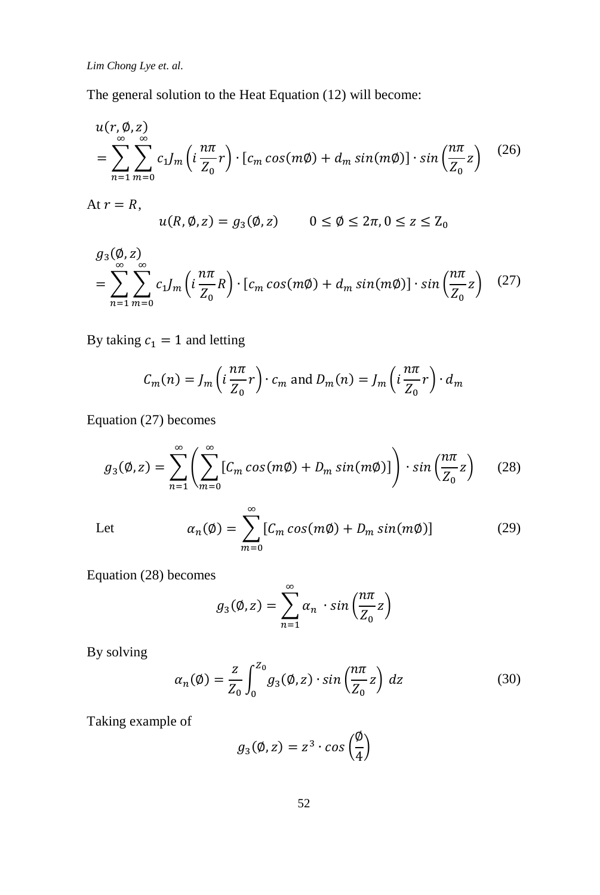The general solution to the Heat Equation (12) will become:

$$u(r,\emptyset,z) = \sum_{n=1}^{\infty}\sum_{m=0}^{\infty} c_1 J_m\left(i\frac{n\pi}{Z_0}r\right)\cdot[c_m\,cos(m\emptyset) + d_m\,sin(m\emptyset)]\cdot sin\left(\frac{n\pi}{Z_0}z\right) \quad (26)$$

At $r = R$,

$$u(R,\emptyset,z) = g_3(\emptyset,z) \qquad 0 \le \emptyset \le 2\pi, 0 \le z \le Z_0$$

$$g_3(\emptyset,z) = \sum_{n=1}^{\infty}\sum_{m=0}^{\infty} c_1 J_m\left(i\frac{n\pi}{Z_0}R\right)\cdot[c_m\,cos(m\emptyset) + d_m\,sin(m\emptyset)]\cdot sin\left(\frac{n\pi}{Z_0}z\right) \quad (27)$$

By taking $c_1 = 1$ and letting

$$C_m(n) = J_m\left(i\frac{n\pi}{Z_0}r\right)\cdot c_m \text{ and } D_m(n) = J_m\left(i\frac{n\pi}{Z_0}r\right)\cdot d_m$$

Equation (27) becomes

$$g_3(\emptyset,z) = \sum_{n=1}^{\infty}\left(\sum_{m=0}^{\infty}[C_m\,cos(m\emptyset) + D_m\,sin(m\emptyset)]\right)\cdot sin\left(\frac{n\pi}{Z_0}z\right) \quad (28)$$

Let

$$\alpha_n(\emptyset) = \sum_{m=0}^{\infty}[C_m\,cos(m\emptyset) + D_m\,sin(m\emptyset)] \quad (29)$$

Equation (28) becomes

$$g_3(\emptyset,z) = \sum_{n=1}^{\infty}\alpha_n \cdot sin\left(\frac{n\pi}{Z_0}z\right)$$

By solving

$$\alpha_n(\emptyset) = \frac{z}{Z_0}\int_0^{Z_0} g_3(\emptyset,z)\cdot sin\left(\frac{n\pi}{Z_0}z\right)\,dz \quad (30)$$

Taking example of

$$g_3(\emptyset,z) = z^3\cdot cos\left(\frac{\emptyset}{4}\right)$$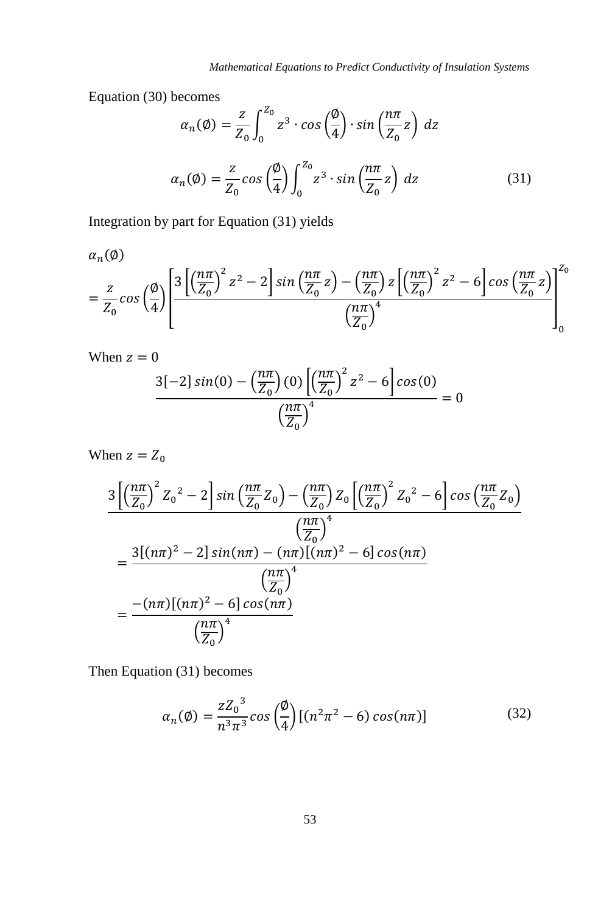Equation (30) becomes

$$\alpha_n(\emptyset) = \frac{z}{Z_0}\int_0^{Z_0} z^3 \cdot cos\left(\frac{\emptyset}{4}\right) \cdot sin\left(\frac{n\pi}{Z_0}z\right)\, dz$$

$$\alpha_n(\emptyset) = \frac{z}{Z_0}cos\left(\frac{\emptyset}{4}\right)\int_0^{Z_0} z^3 \cdot sin\left(\frac{n\pi}{Z_0}z\right)\, dz \tag{31}$$

Integration by part for Equation (31) yields

$$\alpha_n(\emptyset) = \frac{z}{Z_0}cos\left(\frac{\emptyset}{4}\right)\left[\frac{3\left[\left(\frac{n\pi}{Z_0}\right)^2 z^2 - 2\right] sin\left(\frac{n\pi}{Z_0}z\right) - \left(\frac{n\pi}{Z_0}\right) z\left[\left(\frac{n\pi}{Z_0}\right)^2 z^2 - 6\right] cos\left(\frac{n\pi}{Z_0}z\right)}{\left(\frac{n\pi}{Z_0}\right)^4}\right]_0^{Z_0}$$

When $z = 0$

$$\frac{3[-2]\, sin(0) - \left(\frac{n\pi}{Z_0}\right)(0)\left[\left(\frac{n\pi}{Z_0}\right)^2 z^2 - 6\right] cos(0)}{\left(\frac{n\pi}{Z_0}\right)^4} = 0$$

When $z = Z_0$

$$\frac{3\left[\left(\frac{n\pi}{Z_0}\right)^2 {Z_0}^2 - 2\right] sin\left(\frac{n\pi}{Z_0}Z_0\right) - \left(\frac{n\pi}{Z_0}\right) Z_0\left[\left(\frac{n\pi}{Z_0}\right)^2 {Z_0}^2 - 6\right] cos\left(\frac{n\pi}{Z_0}Z_0\right)}{\left(\frac{n\pi}{Z_0}\right)^4}$$

$$= \frac{3[(n\pi)^2 - 2]\, sin(n\pi) - (n\pi)[(n\pi)^2 - 6]\, cos(n\pi)}{\left(\frac{n\pi}{Z_0}\right)^4}$$

$$= \frac{-(n\pi)[(n\pi)^2 - 6]\, cos(n\pi)}{\left(\frac{n\pi}{Z_0}\right)^4}$$

Then Equation (31) becomes

$$\alpha_n(\emptyset) = \frac{z{Z_0}^3}{n^3\pi^3}cos\left(\frac{\emptyset}{4}\right)[(n^2\pi^2 - 6)\, cos(n\pi)] \tag{32}$$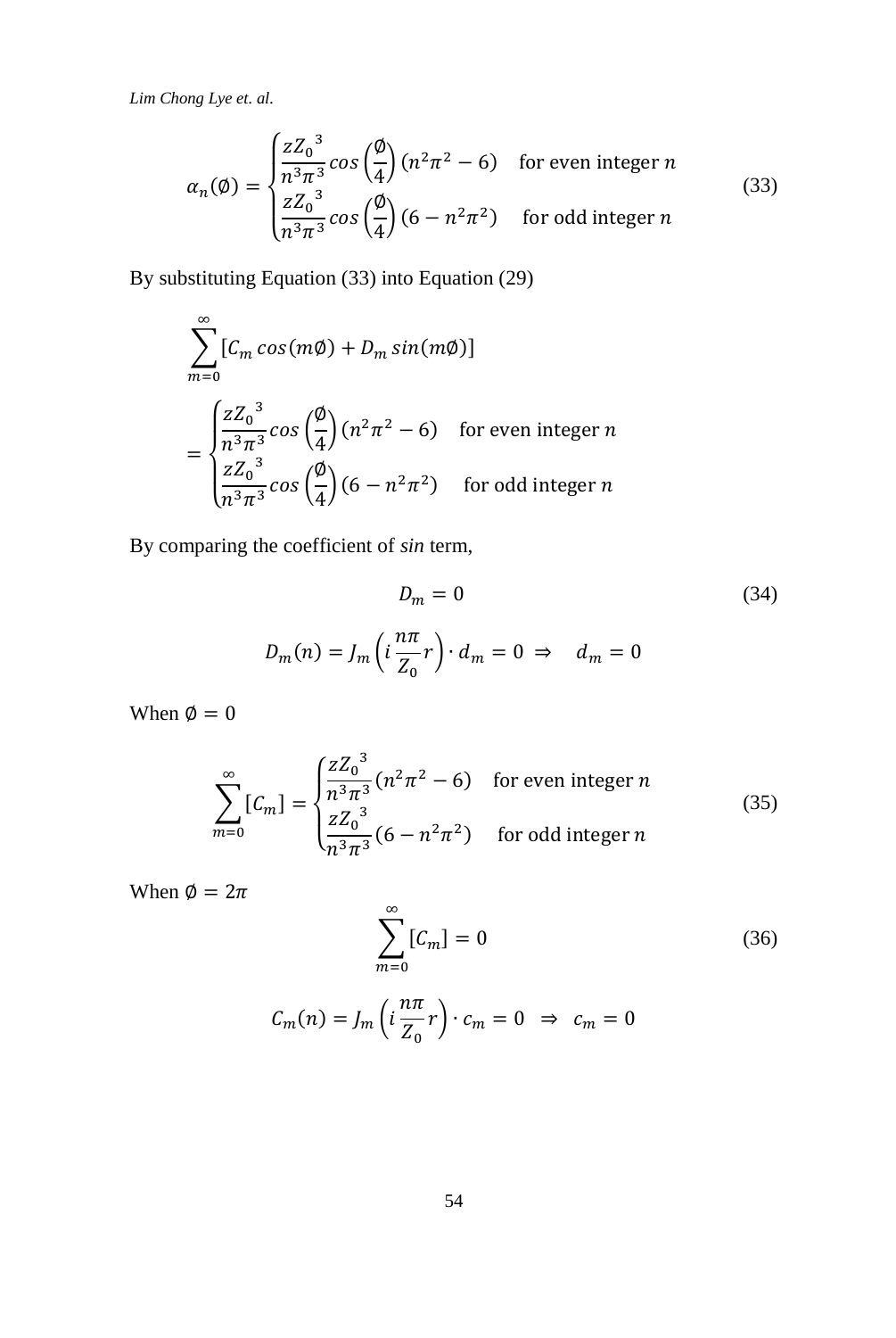$$\alpha_n(\emptyset) = \begin{cases} \dfrac{z{Z_0}^3}{n^3\pi^3} cos\left(\dfrac{\emptyset}{4}\right)(n^2\pi^2 - 6) & \text{for even integer } n \\ \dfrac{z{Z_0}^3}{n^3\pi^3} cos\left(\dfrac{\emptyset}{4}\right)(6 - n^2\pi^2) & \text{for odd integer } n \end{cases} \tag{33}$$

By substituting Equation (33) into Equation (29)

$$\sum_{m=0}^{\infty}[C_m\, cos(m\emptyset) + D_m\, sin(m\emptyset)]$$

$$= \begin{cases} \dfrac{z{Z_0}^3}{n^3\pi^3} cos\left(\dfrac{\emptyset}{4}\right)(n^2\pi^2 - 6) & \text{for even integer } n \\ \dfrac{z{Z_0}^3}{n^3\pi^3} cos\left(\dfrac{\emptyset}{4}\right)(6 - n^2\pi^2) & \text{for odd integer } n \end{cases}$$

By comparing the coefficient of *sin* term,

$$D_m = 0 \tag{34}$$

$$D_m(n) = J_m\left(i\frac{n\pi}{Z_0}r\right) \cdot d_m = 0 \;\Rightarrow\; d_m = 0$$

When $\emptyset = 0$

$$\sum_{m=0}^{\infty}[C_m] = \begin{cases} \dfrac{z{Z_0}^3}{n^3\pi^3}(n^2\pi^2 - 6) & \text{for even integer } n \\ \dfrac{z{Z_0}^3}{n^3\pi^3}(6 - n^2\pi^2) & \text{for odd integer } n \end{cases} \tag{35}$$

When $\emptyset = 2\pi$

$$\sum_{m=0}^{\infty}[C_m] = 0 \tag{36}$$

$$C_m(n) = J_m\left(i\frac{n\pi}{Z_0}r\right) \cdot c_m = 0 \;\Rightarrow\; c_m = 0$$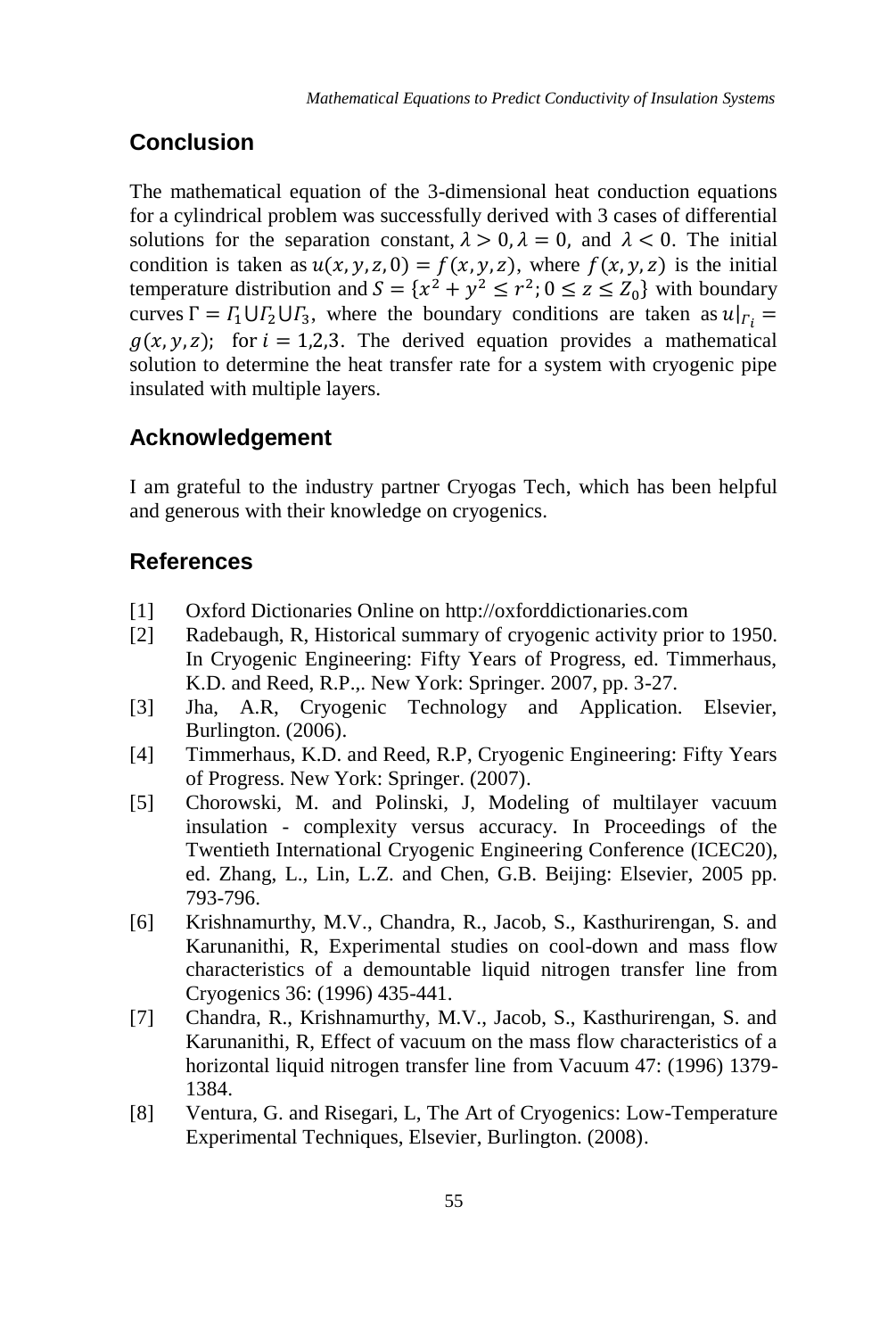## Conclusion

The mathematical equation of the 3-dimensional heat conduction equations for a cylindrical problem was successfully derived with 3 cases of differential solutions for the separation constant, $\lambda > 0, \lambda = 0$, and $\lambda < 0$. The initial condition is taken as $u(x, y, z, 0) = f(x, y, z)$, where $f(x, y, z)$ is the initial temperature distribution and $S = \{x^2 + y^2 \leq r^2; 0 \leq z \leq Z_0\}$ with boundary curves $\Gamma = \Gamma_1 \cup \Gamma_2 \cup \Gamma_3$, where the boundary conditions are taken as $u|_{\Gamma_i} = g(x, y, z)$; for $i = 1,2,3$. The derived equation provides a mathematical solution to determine the heat transfer rate for a system with cryogenic pipe insulated with multiple layers.

## Acknowledgement

I am grateful to the industry partner Cryogas Tech, which has been helpful and generous with their knowledge on cryogenics.

## References

[1] Oxford Dictionaries Online on http://oxforddictionaries.com

[2] Radebaugh, R, Historical summary of cryogenic activity prior to 1950. In Cryogenic Engineering: Fifty Years of Progress, ed. Timmerhaus, K.D. and Reed, R.P.,. New York: Springer. 2007, pp. 3-27.

[3] Jha, A.R, Cryogenic Technology and Application. Elsevier, Burlington. (2006).

[4] Timmerhaus, K.D. and Reed, R.P, Cryogenic Engineering: Fifty Years of Progress. New York: Springer. (2007).

[5] Chorowski, M. and Polinski, J, Modeling of multilayer vacuum insulation - complexity versus accuracy. In Proceedings of the Twentieth International Cryogenic Engineering Conference (ICEC20), ed. Zhang, L., Lin, L.Z. and Chen, G.B. Beijing: Elsevier, 2005 pp. 793-796.

[6] Krishnamurthy, M.V., Chandra, R., Jacob, S., Kasthurirengan, S. and Karunanithi, R, Experimental studies on cool-down and mass flow characteristics of a demountable liquid nitrogen transfer line from Cryogenics 36: (1996) 435-441.

[7] Chandra, R., Krishnamurthy, M.V., Jacob, S., Kasthurirengan, S. and Karunanithi, R, Effect of vacuum on the mass flow characteristics of a horizontal liquid nitrogen transfer line from Vacuum 47: (1996) 1379-1384.

[8] Ventura, G. and Risegari, L, The Art of Cryogenics: Low-Temperature Experimental Techniques, Elsevier, Burlington. (2008).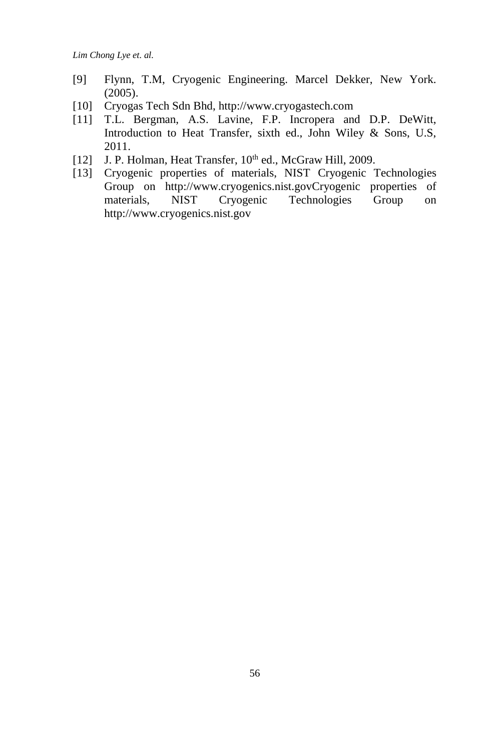[9] Flynn, T.M, Cryogenic Engineering. Marcel Dekker, New York. (2005).

[10] Cryogas Tech Sdn Bhd, http://www.cryogastech.com

[11] T.L. Bergman, A.S. Lavine, F.P. Incropera and D.P. DeWitt, Introduction to Heat Transfer, sixth ed., John Wiley & Sons, U.S, 2011.

[12] J. P. Holman, Heat Transfer, 10th ed., McGraw Hill, 2009.

[13] Cryogenic properties of materials, NIST Cryogenic Technologies Group on http://www.cryogenics.nist.govCryogenic properties of materials, NIST Cryogenic Technologies Group on http://www.cryogenics.nist.gov